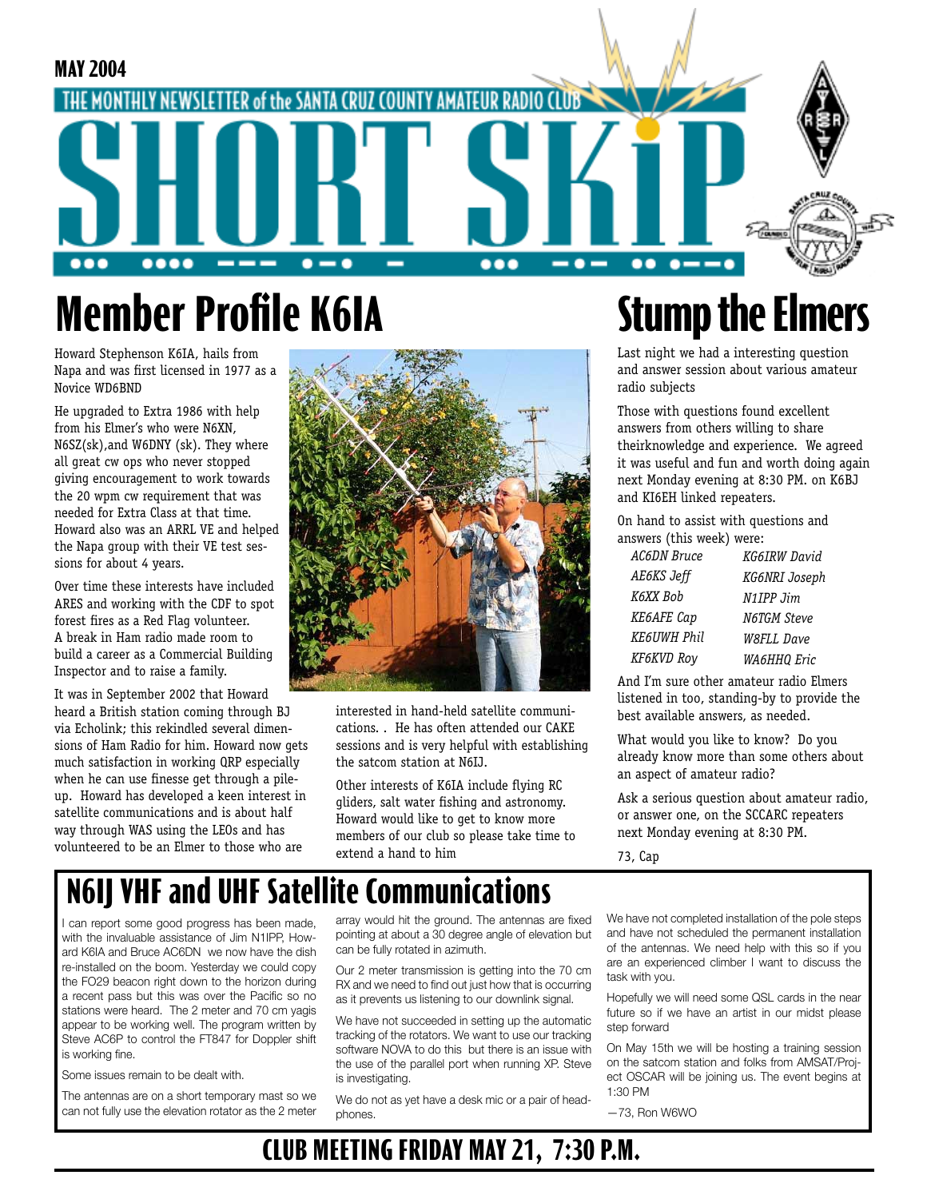MAY 2004

THE MONTHLY NEWSLETTER of the SANTA CRUZ COUNTY AMATEUR RADIO CLUB

# SHORT SKiP

## Member Profile K6IA

Howard Stephenson K6IA, hails from Napa and was first licensed in 1977 as a Novice WD6BND

He upgraded to Extra 1986 with help from his Elmer's who were N6XN, N6SZ(sk),and W6DNY (sk). They where all great cw ops who never stopped giving encouragement to work towards the 20 wpm cw requirement that was needed for Extra Class at that time. Howard also was an ARRL VE and helped the Napa group with their VE test sessions for about 4 years.

Over time these interests have included ARES and working with the CDF to spot forest fires as a Red Flag volunteer. A break in Ham radio made room to build a career as a Commercial Building Inspector and to raise a family.

It was in September 2002 that Howard heard a British station coming through BJ via Echolink; this rekindled several dimensions of Ham Radio for him. Howard now gets much satisfaction in working QRP especially when he can use finesse get through a pileup. Howard has developed a keen interest in satellite communications and is about half way through WAS using the LEOs and has volunteered to be an Elmer to those who are interested in hand-held satellite communications. . He has often attended our CAKE sessions and is very helpful with establishing the satcom station at N6IJ.

Other interests of K6IA include flying RC gliders, salt water fishing and astronomy. Howard would like to get to know more members of our club so please take time to extend a hand to him

## Stump the Elmers

Last night we had a interesting question and answer session about various amateur radio subjects

Those with questions found excellent answers from others willing to share theirknowledge and experience. We agreed it was useful and fun and worth doing again next Monday evening at 8:30 PM. on K6BJ and KI6EH linked repeaters.

On hand to assist with questions and answers (this week) were:

| | |
|---|---|
| *AC6DN Bruce* | *KG6IRW David* |
| *AE6KS Jeff* | *KG6NRI Joseph* |
| *K6XX Bob* | *N1IPP Jim* |
| *KE6AFE Cap* | *N6TGM Steve* |
| *KE6UWH Phil* | *W8FLL Dave* |
| *KF6KVD Roy* | *WA6HHQ Eric* |

And I'm sure other amateur radio Elmers listened in too, standing-by to provide the best available answers, as needed.

What would you like to know? Do you already know more than some others about an aspect of amateur radio?

Ask a serious question about amateur radio, or answer one, on the SCCARC repeaters next Monday evening at 8:30 PM.

73, Cap

## N6IJ VHF and UHF Satellite Communications

I can report some good progress has been made, with the invaluable assistance of Jim N1IPP, Howard K6IA and Bruce AC6DN we now have the dish re-installed on the boom. Yesterday we could copy the FO29 beacon right down to the horizon during a recent pass but this was over the Pacific so no stations were heard. The 2 meter and 70 cm yagis appear to be working well. The program written by Steve AC6P to control the FT847 for Doppler shift is working fine.

Some issues remain to be dealt with.

The antennas are on a short temporary mast so we can not fully use the elevation rotator as the 2 meter array would hit the ground. The antennas are fixed pointing at about a 30 degree angle of elevation but can be fully rotated in azimuth.

Our 2 meter transmission is getting into the 70 cm RX and we need to find out just how that is occurring as it prevents us listening to our downlink signal.

We have not succeeded in setting up the automatic tracking of the rotators. We want to use our tracking software NOVA to do this but there is an issue with the use of the parallel port when running XP. Steve is investigating.

We do not as yet have a desk mic or a pair of headphones.

We have not completed installation of the pole steps and have not scheduled the permanent installation of the antennas. We need help with this so if you are an experienced climber I want to discuss the task with you.

Hopefully we will need some QSL cards in the near future so if we have an artist in our midst please step forward

On May 15th we will be hosting a training session on the satcom station and folks from AMSAT/Project OSCAR will be joining us. The event begins at 1:30 PM

—73, Ron W6WO

**CLUB MEETING FRIDAY MAY 21, 7:30 P.M.**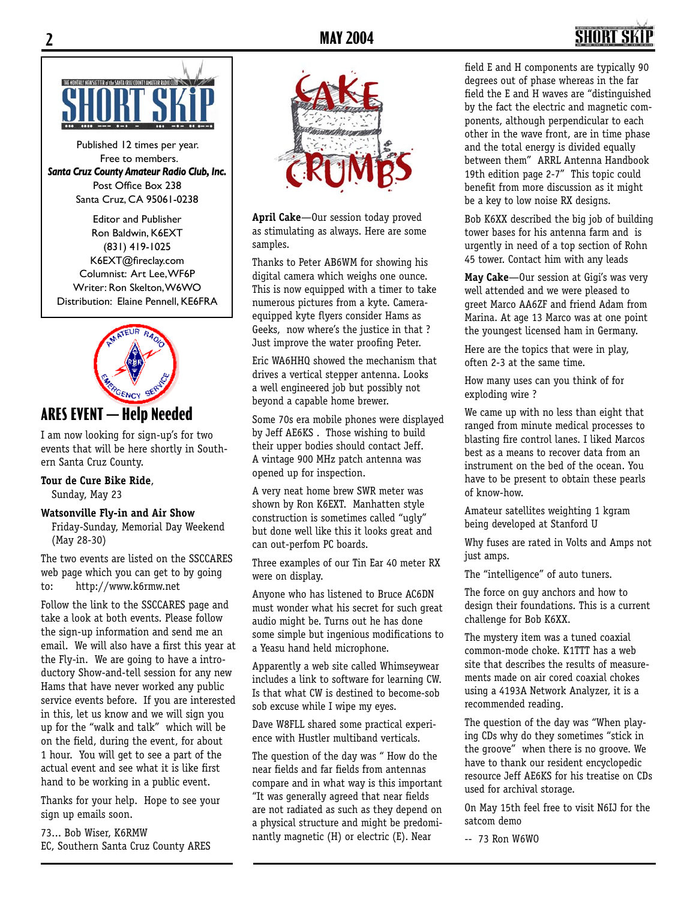Published 12 times per year.
Free to members.
***Santa Cruz County Amateur Radio Club, Inc.***
Post Office Box 238
Santa Cruz, CA 95061-0238

Editor and Publisher
Ron Baldwin, K6EXT
(831) 419-1025
K6EXT@fireclay.com
Columnist: Art Lee, WF6P
Writer: Ron Skelton, W6WO
Distribution: Elaine Pennell, KE6FRA

## ARES EVENT — Help Needed

I am now looking for sign-up's for two events that will be here shortly in Southern Santa Cruz County.

**Tour de Cure Bike Ride**,
Sunday, May 23

**Watsonville Fly-in and Air Show**
Friday-Sunday, Memorial Day Weekend (May 28-30)

The two events are listed on the SSCCARES web page which you can get to by going to: http://www.k6rmw.net

Follow the link to the SSCCARES page and take a look at both events. Please follow the sign-up information and send me an email. We will also have a first this year at the Fly-in. We are going to have a introductory Show-and-tell session for any new Hams that have never worked any public service events before. If you are interested in this, let us know and we will sign you up for the "walk and talk" which will be on the field, during the event, for about 1 hour. You will get to see a part of the actual event and see what it is like first hand to be working in a public event.

Thanks for your help. Hope to see your sign up emails soon.

73... Bob Wiser, K6RMW
EC, Southern Santa Cruz County ARES

## CAKE CRUMBS

**April Cake**—Our session today proved as stimulating as always. Here are some samples.

Thanks to Peter AB6WM for showing his digital camera which weighs one ounce. This is now equipped with a timer to take numerous pictures from a kyte. Camera-equipped kyte flyers consider Hams as Geeks, now where's the justice in that ? Just improve the water proofing Peter.

Eric WA6HHQ showed the mechanism that drives a vertical stepper antenna. Looks a well engineered job but possibly not beyond a capable home brewer.

Some 70s era mobile phones were displayed by Jeff AE6KS . Those wishing to build their upper bodies should contact Jeff. A vintage 900 MHz patch antenna was opened up for inspection.

A very neat home brew SWR meter was shown by Ron K6EXT. Manhatten style construction is sometimes called "ugly" but done well like this it looks great and can out-perfom PC boards.

Three examples of our Tin Ear 40 meter RX were on display.

Anyone who has listened to Bruce AC6DN must wonder what his secret for such great audio might be. Turns out he has done some simple but ingenious modifications to a Yeasu hand held microphone.

Apparently a web site called Whimseywear includes a link to software for learning CW. Is that what CW is destined to become-sob sob excuse while I wipe my eyes.

Dave W8FLL shared some practical experience with Hustler multiband verticals.

The question of the day was " How do the near fields and far fields from antennas compare and in what way is this important "It was generally agreed that near fields are not radiated as such as they depend on a physical structure and might be predominantly magnetic (H) or electric (E). Near field E and H components are typically 90 degrees out of phase whereas in the far field the E and H waves are "distinguished by the fact the electric and magnetic components, although perpendicular to each other in the wave front, are in time phase and the total energy is divided equally between them" ARRL Antenna Handbook 19th edition page 2-7" This topic could benefit from more discussion as it might be a key to low noise RX designs.

Bob K6XX described the big job of building tower bases for his antenna farm and is urgently in need of a top section of Rohn 45 tower. Contact him with any leads

**May Cake**—Our session at Gigi's was very well attended and we were pleased to greet Marco AA6ZF and friend Adam from Marina. At age 13 Marco was at one point the youngest licensed ham in Germany.

Here are the topics that were in play, often 2-3 at the same time.

How many uses can you think of for exploding wire ?

We came up with no less than eight that ranged from minute medical processes to blasting fire control lanes. I liked Marcos best as a means to recover data from an instrument on the bed of the ocean. You have to be present to obtain these pearls of know-how.

Amateur satellites weighting 1 kgram being developed at Stanford U

Why fuses are rated in Volts and Amps not just amps.

The "intelligence" of auto tuners.

The force on guy anchors and how to design their foundations. This is a current challenge for Bob K6XX.

The mystery item was a tuned coaxial common-mode choke. K1TTT has a web site that describes the results of measurements made on air cored coaxial chokes using a 4193A Network Analyzer, it is a recommended reading.

The question of the day was "When playing CDs why do they sometimes "stick in the groove" when there is no groove. We have to thank our resident encyclopedic resource Jeff AE6KS for his treatise on CDs used for archival storage.

On May 15th feel free to visit N6IJ for the satcom demo

-- 73 Ron W6WO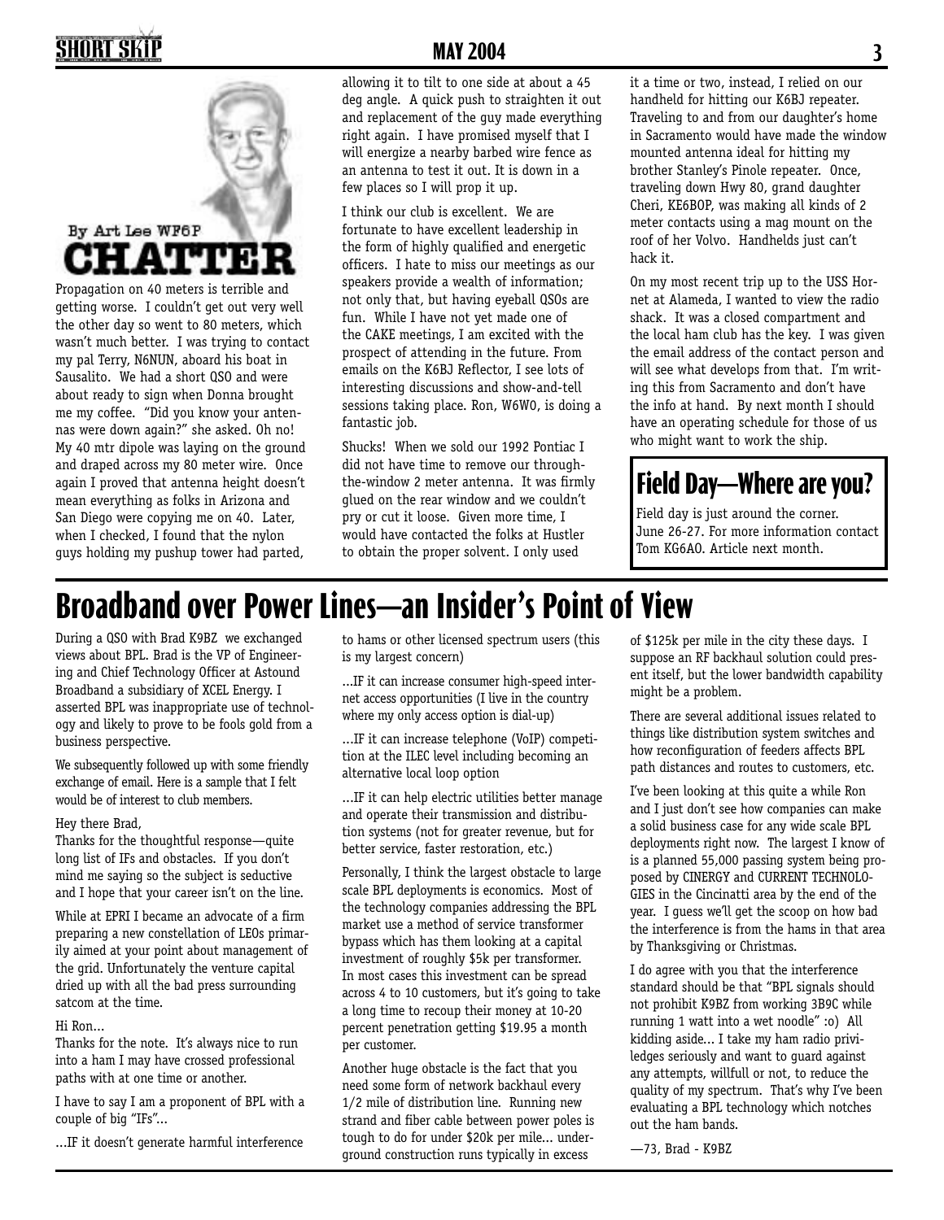## CHATTER

By Art Lee WF6P

Propagation on 40 meters is terrible and getting worse. I couldn't get out very well the other day so went to 80 meters, which wasn't much better. I was trying to contact my pal Terry, N6NUN, aboard his boat in Sausalito. We had a short QSO and were about ready to sign when Donna brought me my coffee. "Did you know your antennas were down again?" she asked. Oh no! My 40 mtr dipole was laying on the ground and draped across my 80 meter wire. Once again I proved that antenna height doesn't mean everything as folks in Arizona and San Diego were copying me on 40. Later, when I checked, I found that the nylon guys holding my pushup tower had parted, allowing it to tilt to one side at about a 45 deg angle. A quick push to straighten it out and replacement of the guy made everything right again. I have promised myself that I will energize a nearby barbed wire fence as an antenna to test it out. It is down in a few places so I will prop it up.

I think our club is excellent. We are fortunate to have excellent leadership in the form of highly qualified and energetic officers. I hate to miss our meetings as our speakers provide a wealth of information; not only that, but having eyeball QSOs are fun. While I have not yet made one of the CAKE meetings, I am excited with the prospect of attending in the future. From emails on the K6BJ Reflector, I see lots of interesting discussions and show-and-tell sessions taking place. Ron, W6WO, is doing a fantastic job.

Shucks! When we sold our 1992 Pontiac I did not have time to remove our through-the-window 2 meter antenna. It was firmly glued on the rear window and we couldn't pry or cut it loose. Given more time, I would have contacted the folks at Hustler to obtain the proper solvent. I only used it a time or two, instead, I relied on our handheld for hitting our K6BJ repeater. Traveling to and from our daughter's home in Sacramento would have made the window mounted antenna ideal for hitting my brother Stanley's Pinole repeater. Once, traveling down Hwy 80, grand daughter Cheri, KE6BOP, was making all kinds of 2 meter contacts using a mag mount on the roof of her Volvo. Handhelds just can't hack it.

On my most recent trip up to the USS Hornet at Alameda, I wanted to view the radio shack. It was a closed compartment and the local ham club has the key. I was given the email address of the contact person and will see what develops from that. I'm writing this from Sacramento and don't have the info at hand. By next month I should have an operating schedule for those of us who might want to work the ship.

## Field Day—Where are you?

Field day is just around the corner. June 26-27. For more information contact Tom KG6AO. Article next month.

# Broadband over Power Lines—an Insider's Point of View

During a QSO with Brad K9BZ we exchanged views about BPL. Brad is the VP of Engineering and Chief Technology Officer at Astound Broadband a subsidiary of XCEL Energy. I asserted BPL was inappropriate use of technology and likely to prove to be fools gold from a business perspective.

We subsequently followed up with some friendly exchange of email. Here is a sample that I felt would be of interest to club members.

Hey there Brad,

Thanks for the thoughtful response—quite long list of IFs and obstacles. If you don't mind me saying so the subject is seductive and I hope that your career isn't on the line.

While at EPRI I became an advocate of a firm preparing a new constellation of LEOs primarily aimed at your point about management of the grid. Unfortunately the venture capital dried up with all the bad press surrounding satcom at the time.

Hi Ron...

Thanks for the note. It's always nice to run into a ham I may have crossed professional paths with at one time or another.

I have to say I am a proponent of BPL with a couple of big "IFs"...

...IF it doesn't generate harmful interference to hams or other licensed spectrum users (this is my largest concern)

...IF it can increase consumer high-speed internet access opportunities (I live in the country where my only access option is dial-up)

...IF it can increase telephone (VoIP) competition at the ILEC level including becoming an alternative local loop option

...IF it can help electric utilities better manage and operate their transmission and distribution systems (not for greater revenue, but for better service, faster restoration, etc.)

Personally, I think the largest obstacle to large scale BPL deployments is economics. Most of the technology companies addressing the BPL market use a method of service transformer bypass which has them looking at a capital investment of roughly $5k per transformer. In most cases this investment can be spread across 4 to 10 customers, but it's going to take a long time to recoup their money at 10-20 percent penetration getting $19.95 a month per customer.

Another huge obstacle is the fact that you need some form of network backhaul every 1/2 mile of distribution line. Running new strand and fiber cable between power poles is tough to do for under $20k per mile... underground construction runs typically in excess of $125k per mile in the city these days. I suppose an RF backhaul solution could present itself, but the lower bandwidth capability might be a problem.

There are several additional issues related to things like distribution system switches and how reconfiguration of feeders affects BPL path distances and routes to customers, etc.

I've been looking at this quite a while Ron and I just don't see how companies can make a solid business case for any wide scale BPL deployments right now. The largest I know of is a planned 55,000 passing system being proposed by CINERGY and CURRENT TECHNOLOGIES in the Cincinatti area by the end of the year. I guess we'll get the scoop on how bad the interference is from the hams in that area by Thanksgiving or Christmas.

I do agree with you that the interference standard should be that "BPL signals should not prohibit K9BZ from working 3B9C while running 1 watt into a wet noodle" :o) All kidding aside... I take my ham radio priviledges seriously and want to guard against any attempts, willfull or not, to reduce the quality of my spectrum. That's why I've been evaluating a BPL technology which notches out the ham bands.

—73, Brad - K9BZ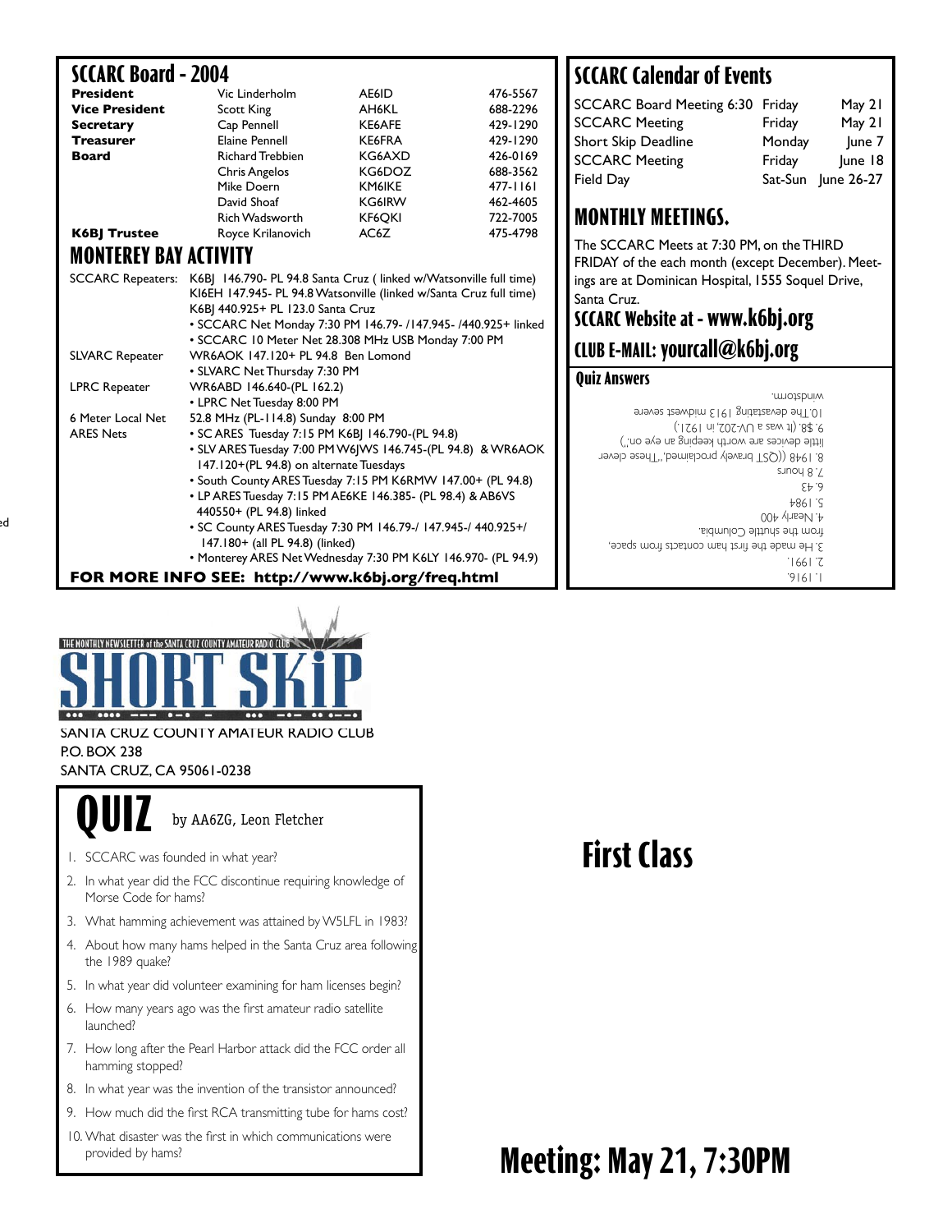## SCCARC Board - 2004

| | | | |
|---|---|---|---|
| **President** | Vic Linderholm | AE6ID | 476-5567 |
| **Vice President** | Scott King | AH6KL | 688-2296 |
| **Secretary** | Cap Pennell | KE6AFE | 429-1290 |
| **Treasurer** | Elaine Pennell | KE6FRA | 429-1290 |
| **Board** | Richard Trebbien | KG6AXD | 426-0169 |
| | Chris Angelos | KG6DOZ | 688-3562 |
| | Mike Doern | KM6IKE | 477-1161 |
| | David Shoaf | KG6IRW | 462-4605 |
| | Rich Wadsworth | KF6QKI | 722-7005 |
| **K6BJ Trustee** | Royce Krilanovich | AC6Z | 475-4798 |

## MONTEREY BAY ACTIVITY

SCCARC Repeaters: K6BJ 146.790- PL 94.8 Santa Cruz ( linked w/Watsonville full time)
KI6EH 147.945- PL 94.8 Watsonville (linked w/Santa Cruz full time)
K6BJ 440.925+ PL 123.0 Santa Cruz
- SCCARC Net Monday 7:30 PM 146.79- /147.945- /440.925+ linked
- SCCARC 10 Meter Net 28.308 MHz USB Monday 7:00 PM

SLVARC Repeater WR6AOK 147.120+ PL 94.8 Ben Lomond
- SLVARC Net Thursday 7:30 PM

LPRC Repeater WR6ABD 146.640-(PL 162.2)
- LPRC Net Tuesday 8:00 PM

6 Meter Local Net 52.8 MHz (PL-114.8) Sunday 8:00 PM

ARES Nets
- SC ARES Tuesday 7:15 PM K6BJ 146.790-(PL 94.8)
- SLV ARES Tuesday 7:00 PM W6JWS 146.745-(PL 94.8) & WR6AOK 147.120+(PL 94.8) on alternate Tuesdays
- South County ARES Tuesday 7:15 PM K6RMW 147.00+ (PL 94.8)
- LP ARES Tuesday 7:15 PM AE6KE 146.385- (PL 98.4) & AB6VS 440550+ (PL 94.8) linked
- SC County ARES Tuesday 7:30 PM 146.79-/ 147.945-/ 440.925+/ 147.180+ (all PL 94.8) (linked)
- Monterey ARES Net Wednesday 7:30 PM K6LY 146.970- (PL 94.9)

**FOR MORE INFO SEE: http://www.k6bj.org/freq.html**

## SCCARC Calendar of Events

| | | |
|---|---|---|
| SCCARC Board Meeting 6:30 | Friday | May 21 |
| SCCARC Meeting | Friday | May 21 |
| Short Skip Deadline | Monday | June 7 |
| SCCARC Meeting | Friday | June 18 |
| Field Day | Sat-Sun | June 26-27 |

## MONTHLY MEETINGS.

The SCCARC Meets at 7:30 PM, on the THIRD FRIDAY of the each month (except December). Meetings are at Dominican Hospital, 1555 Soquel Drive, Santa Cruz.

## SCCARC Website at - www.k6bj.org

## CLUB E-MAIL: yourcall@k6bj.org

### Quiz Answers

1. 1916.
2. 1991.
3. He made the first ham contacts from space, from the shuttle Columbia.
4. Nearly 400
5. 1984
6. 43
7. 8 hours
8. 1948 ((QST bravely proclaimed, "These clever little devices are worth keeping an eye on.")
9. $8. (It was a UV-202, in 1921.)
10. The devastating 1913 midwest severe windstorm.

THE MONTHLY NEWSLETTER of the SANTA CRUZ COUNTY AMATEUR RADIO CLUB

SHORT SKIP

SANTA CRUZ COUNTY AMATEUR RADIO CLUB
P.O. BOX 238
SANTA CRUZ, CA 95061-0238

## QUIZ by AA6ZG, Leon Fletcher

1. SCCARC was founded in what year?
2. In what year did the FCC discontinue requiring knowledge of Morse Code for hams?
3. What hamming achievement was attained by W5LFL in 1983?
4. About how many hams helped in the Santa Cruz area following the 1989 quake?
5. In what year did volunteer examining for ham licenses begin?
6. How many years ago was the first amateur radio satellite launched?
7. How long after the Pearl Harbor attack did the FCC order all hamming stopped?
8. In what year was the invention of the transistor announced?
9. How much did the first RCA transmitting tube for hams cost?
10. What disaster was the first in which communications were provided by hams?

# First Class

# Meeting: May 21, 7:30PM